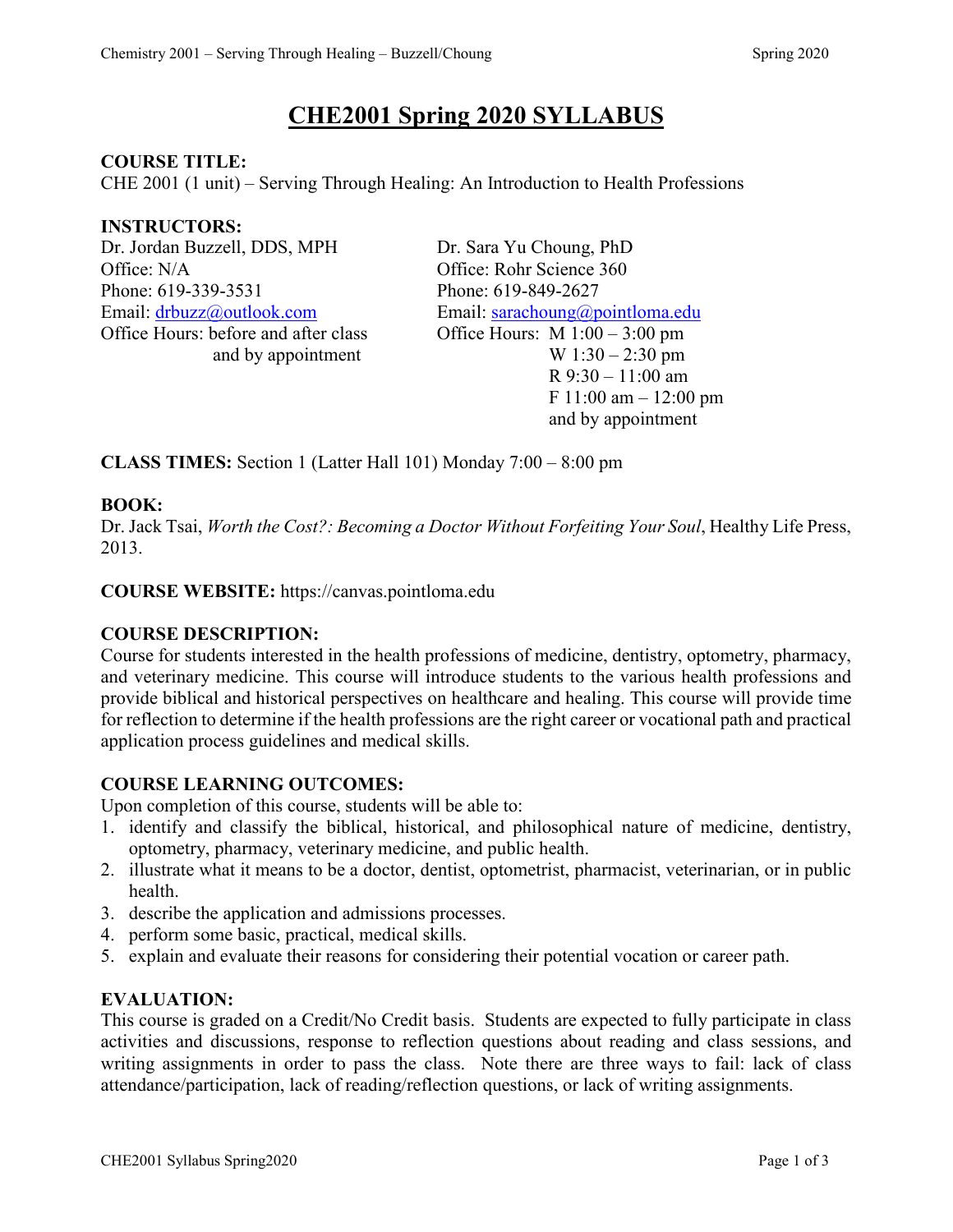# CHE2001 Spring 2020 SYLLABUS

**COURSE TITLE:**
CHE 2001 (1 unit) – Serving Through Healing: An Introduction to Health Professions

**INSTRUCTORS:**

Dr. Jordan Buzzell, DDS, MPH
Office: N/A
Phone: 619-339-3531
Email: drbuzz@outlook.com
Office Hours: before and after class and by appointment

Dr. Sara Yu Choung, PhD
Office: Rohr Science 360
Phone: 619-849-2627
Email: sarachoung@pointloma.edu
Office Hours: M 1:00 – 3:00 pm
W 1:30 – 2:30 pm
R 9:30 – 11:00 am
F 11:00 am – 12:00 pm
and by appointment

**CLASS TIMES:** Section 1 (Latter Hall 101) Monday 7:00 – 8:00 pm

**BOOK:**
Dr. Jack Tsai, *Worth the Cost?: Becoming a Doctor Without Forfeiting Your Soul*, Healthy Life Press, 2013.

**COURSE WEBSITE:** https://canvas.pointloma.edu

**COURSE DESCRIPTION:**
Course for students interested in the health professions of medicine, dentistry, optometry, pharmacy, and veterinary medicine. This course will introduce students to the various health professions and provide biblical and historical perspectives on healthcare and healing. This course will provide time for reflection to determine if the health professions are the right career or vocational path and practical application process guidelines and medical skills.

**COURSE LEARNING OUTCOMES:**
Upon completion of this course, students will be able to:

1. identify and classify the biblical, historical, and philosophical nature of medicine, dentistry, optometry, pharmacy, veterinary medicine, and public health.
2. illustrate what it means to be a doctor, dentist, optometrist, pharmacist, veterinarian, or in public health.
3. describe the application and admissions processes.
4. perform some basic, practical, medical skills.
5. explain and evaluate their reasons for considering their potential vocation or career path.

**EVALUATION:**
This course is graded on a Credit/No Credit basis. Students are expected to fully participate in class activities and discussions, response to reflection questions about reading and class sessions, and writing assignments in order to pass the class. Note there are three ways to fail: lack of class attendance/participation, lack of reading/reflection questions, or lack of writing assignments.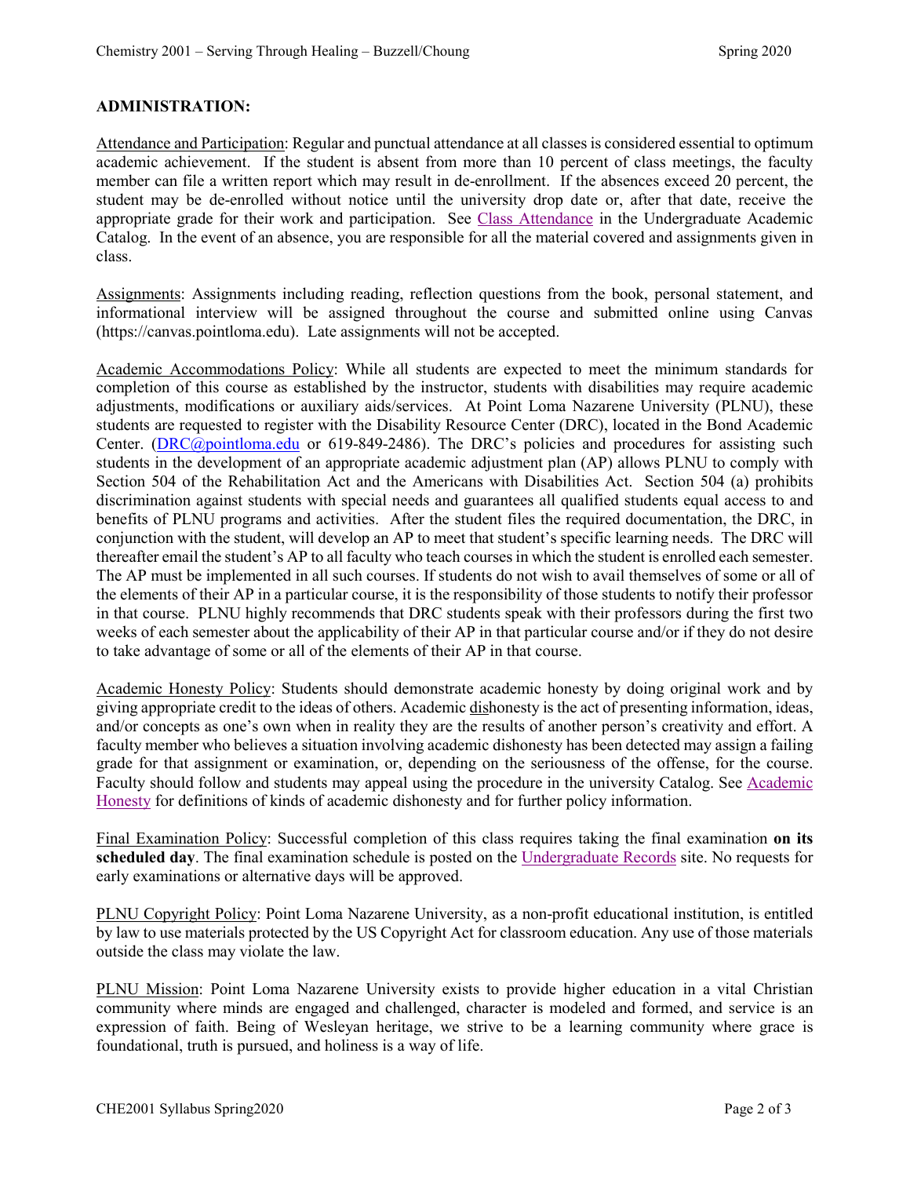**ADMINISTRATION:**

Attendance and Participation: Regular and punctual attendance at all classes is considered essential to optimum academic achievement. If the student is absent from more than 10 percent of class meetings, the faculty member can file a written report which may result in de-enrollment. If the absences exceed 20 percent, the student may be de-enrolled without notice until the university drop date or, after that date, receive the appropriate grade for their work and participation. See Class Attendance in the Undergraduate Academic Catalog. In the event of an absence, you are responsible for all the material covered and assignments given in class.

Assignments: Assignments including reading, reflection questions from the book, personal statement, and informational interview will be assigned throughout the course and submitted online using Canvas (https://canvas.pointloma.edu). Late assignments will not be accepted.

Academic Accommodations Policy: While all students are expected to meet the minimum standards for completion of this course as established by the instructor, students with disabilities may require academic adjustments, modifications or auxiliary aids/services. At Point Loma Nazarene University (PLNU), these students are requested to register with the Disability Resource Center (DRC), located in the Bond Academic Center. (DRC@pointloma.edu or 619-849-2486). The DRC's policies and procedures for assisting such students in the development of an appropriate academic adjustment plan (AP) allows PLNU to comply with Section 504 of the Rehabilitation Act and the Americans with Disabilities Act. Section 504 (a) prohibits discrimination against students with special needs and guarantees all qualified students equal access to and benefits of PLNU programs and activities. After the student files the required documentation, the DRC, in conjunction with the student, will develop an AP to meet that student's specific learning needs. The DRC will thereafter email the student's AP to all faculty who teach courses in which the student is enrolled each semester. The AP must be implemented in all such courses. If students do not wish to avail themselves of some or all of the elements of their AP in a particular course, it is the responsibility of those students to notify their professor in that course. PLNU highly recommends that DRC students speak with their professors during the first two weeks of each semester about the applicability of their AP in that particular course and/or if they do not desire to take advantage of some or all of the elements of their AP in that course.

Academic Honesty Policy: Students should demonstrate academic honesty by doing original work and by giving appropriate credit to the ideas of others. Academic dishonesty is the act of presenting information, ideas, and/or concepts as one's own when in reality they are the results of another person's creativity and effort. A faculty member who believes a situation involving academic dishonesty has been detected may assign a failing grade for that assignment or examination, or, depending on the seriousness of the offense, for the course. Faculty should follow and students may appeal using the procedure in the university Catalog. See Academic Honesty for definitions of kinds of academic dishonesty and for further policy information.

Final Examination Policy: Successful completion of this class requires taking the final examination **on its scheduled day**. The final examination schedule is posted on the Undergraduate Records site. No requests for early examinations or alternative days will be approved.

PLNU Copyright Policy: Point Loma Nazarene University, as a non-profit educational institution, is entitled by law to use materials protected by the US Copyright Act for classroom education. Any use of those materials outside the class may violate the law.

PLNU Mission: Point Loma Nazarene University exists to provide higher education in a vital Christian community where minds are engaged and challenged, character is modeled and formed, and service is an expression of faith. Being of Wesleyan heritage, we strive to be a learning community where grace is foundational, truth is pursued, and holiness is a way of life.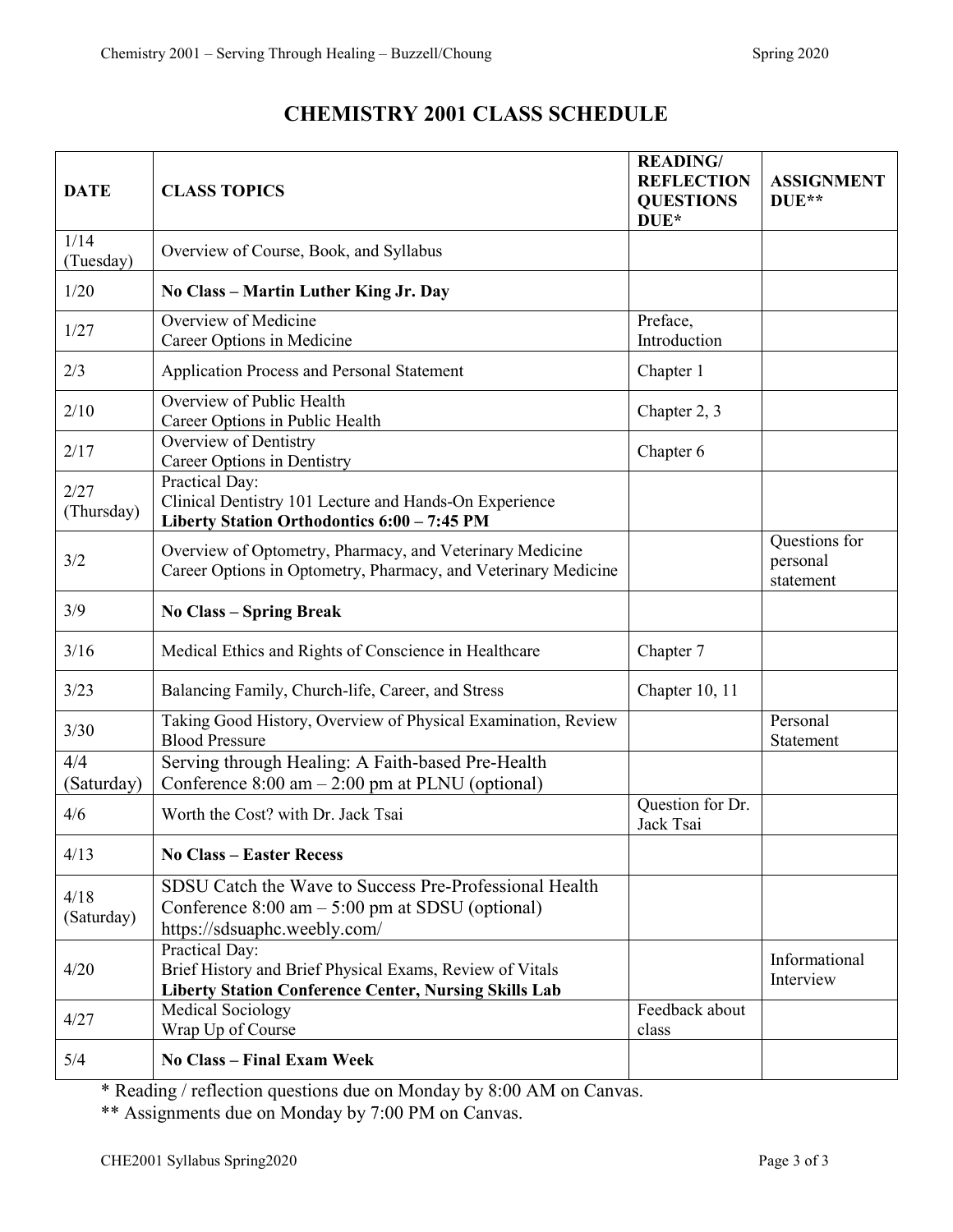# CHEMISTRY 2001 CLASS SCHEDULE

| DATE | CLASS TOPICS | READING/ REFLECTION QUESTIONS DUE* | ASSIGNMENT DUE** |
|---|---|---|---|
| 1/14 (Tuesday) | Overview of Course, Book, and Syllabus | | |
| 1/20 | **No Class – Martin Luther King Jr. Day** | | |
| 1/27 | Overview of Medicine<br>Career Options in Medicine | Preface, Introduction | |
| 2/3 | Application Process and Personal Statement | Chapter 1 | |
| 2/10 | Overview of Public Health<br>Career Options in Public Health | Chapter 2, 3 | |
| 2/17 | Overview of Dentistry<br>Career Options in Dentistry | Chapter 6 | |
| 2/27 (Thursday) | Practical Day:<br>Clinical Dentistry 101 Lecture and Hands-On Experience<br>**Liberty Station Orthodontics 6:00 – 7:45 PM** | | |
| 3/2 | Overview of Optometry, Pharmacy, and Veterinary Medicine<br>Career Options in Optometry, Pharmacy, and Veterinary Medicine | | Questions for personal statement |
| 3/9 | **No Class – Spring Break** | | |
| 3/16 | Medical Ethics and Rights of Conscience in Healthcare | Chapter 7 | |
| 3/23 | Balancing Family, Church-life, Career, and Stress | Chapter 10, 11 | |
| 3/30 | Taking Good History, Overview of Physical Examination, Review Blood Pressure | | Personal Statement |
| 4/4 (Saturday) | Serving through Healing: A Faith-based Pre-Health Conference 8:00 am – 2:00 pm at PLNU (optional) | | |
| 4/6 | Worth the Cost? with Dr. Jack Tsai | Question for Dr. Jack Tsai | |
| 4/13 | **No Class – Easter Recess** | | |
| 4/18 (Saturday) | SDSU Catch the Wave to Success Pre-Professional Health Conference 8:00 am – 5:00 pm at SDSU (optional)<br>https://sdsuaphc.weebly.com/ | | |
| 4/20 | Practical Day:<br>Brief History and Brief Physical Exams, Review of Vitals<br>**Liberty Station Conference Center, Nursing Skills Lab** | | Informational Interview |
| 4/27 | Medical Sociology<br>Wrap Up of Course | Feedback about class | |
| 5/4 | **No Class – Final Exam Week** | | |

* Reading / reflection questions due on Monday by 8:00 AM on Canvas.

** Assignments due on Monday by 7:00 PM on Canvas.